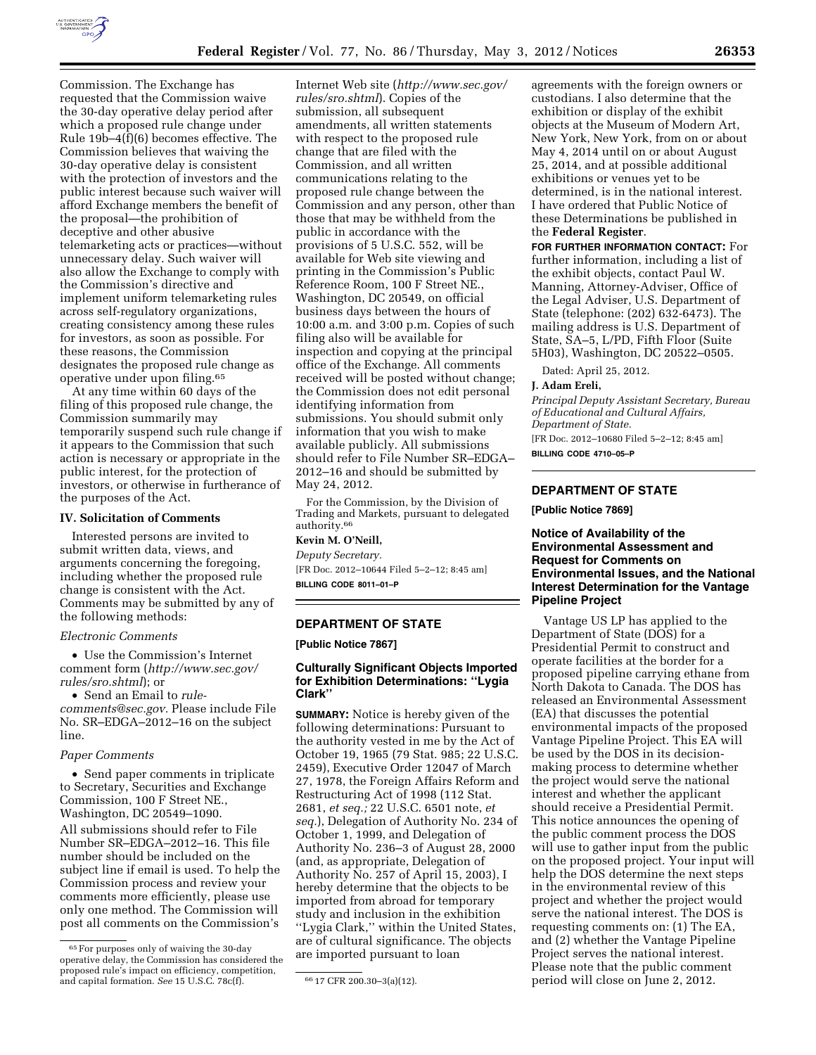Commission. The Exchange has requested that the Commission waive the 30-day operative delay period after which a proposed rule change under Rule 19b–4(f)(6) becomes effective. The Commission believes that waiving the 30-day operative delay is consistent with the protection of investors and the public interest because such waiver will afford Exchange members the benefit of the proposal—the prohibition of deceptive and other abusive telemarketing acts or practices—without unnecessary delay. Such waiver will also allow the Exchange to comply with the Commission's directive and implement uniform telemarketing rules across self-regulatory organizations, creating consistency among these rules for investors, as soon as possible. For these reasons, the Commission designates the proposed rule change as operative under upon filing.[65]

At any time within 60 days of the filing of this proposed rule change, the Commission summarily may temporarily suspend such rule change if it appears to the Commission that such action is necessary or appropriate in the public interest, for the protection of investors, or otherwise in furtherance of the purposes of the Act.

## IV. Solicitation of Comments

Interested persons are invited to submit written data, views, and arguments concerning the foregoing, including whether the proposed rule change is consistent with the Act. Comments may be submitted by any of the following methods:

*Electronic Comments*

- Use the Commission's Internet comment form (*http://www.sec.gov/rules/sro.shtml*); or
- Send an Email to *rule-comments@sec.gov*. Please include File No. SR–EDGA–2012–16 on the subject line.

*Paper Comments*

- Send paper comments in triplicate to Secretary, Securities and Exchange Commission, 100 F Street NE., Washington, DC 20549–1090.

All submissions should refer to File Number SR–EDGA–2012–16. This file number should be included on the subject line if email is used. To help the Commission process and review your comments more efficiently, please use only one method. The Commission will post all comments on the Commission's Internet Web site (*http://www.sec.gov/rules/sro.shtml*). Copies of the submission, all subsequent amendments, all written statements with respect to the proposed rule change that are filed with the Commission, and all written communications relating to the proposed rule change between the Commission and any person, other than those that may be withheld from the public in accordance with the provisions of 5 U.S.C. 552, will be available for Web site viewing and printing in the Commission's Public Reference Room, 100 F Street NE., Washington, DC 20549, on official business days between the hours of 10:00 a.m. and 3:00 p.m. Copies of such filing also will be available for inspection and copying at the principal office of the Exchange. All comments received will be posted without change; the Commission does not edit personal identifying information from submissions. You should submit only information that you wish to make available publicly. All submissions should refer to File Number SR–EDGA–2012–16 and should be submitted by May 24, 2012.

For the Commission, by the Division of Trading and Markets, pursuant to delegated authority.[66]

**Kevin M. O'Neill,**

*Deputy Secretary.*

[FR Doc. 2012–10644 Filed 5–2–12; 8:45 am]

**BILLING CODE 8011–01–P**

[65] For purposes only of waiving the 30-day operative delay, the Commission has considered the proposed rule's impact on efficiency, competition, and capital formation. *See* 15 U.S.C. 78c(f).

[66] 17 CFR 200.30–3(a)(12).

## DEPARTMENT OF STATE

**[Public Notice 7867]**

### Culturally Significant Objects Imported for Exhibition Determinations: "Lygia Clark"

**SUMMARY:** Notice is hereby given of the following determinations: Pursuant to the authority vested in me by the Act of October 19, 1965 (79 Stat. 985; 22 U.S.C. 2459), Executive Order 12047 of March 27, 1978, the Foreign Affairs Reform and Restructuring Act of 1998 (112 Stat. 2681, *et seq.;* 22 U.S.C. 6501 note, *et seq.*), Delegation of Authority No. 234 of October 1, 1999, and Delegation of Authority No. 236–3 of August 28, 2000 (and, as appropriate, Delegation of Authority No. 257 of April 15, 2003), I hereby determine that the objects to be imported from abroad for temporary study and inclusion in the exhibition "Lygia Clark," within the United States, are of cultural significance. The objects are imported pursuant to loan agreements with the foreign owners or custodians. I also determine that the exhibition or display of the exhibit objects at the Museum of Modern Art, New York, New York, from on or about May 4, 2014 until on or about August 25, 2014, and at possible additional exhibitions or venues yet to be determined, is in the national interest. I have ordered that Public Notice of these Determinations be published in the **Federal Register**.

**FOR FURTHER INFORMATION CONTACT:** For further information, including a list of the exhibit objects, contact Paul W. Manning, Attorney-Adviser, Office of the Legal Adviser, U.S. Department of State (telephone: (202) 632-6473). The mailing address is U.S. Department of State, SA–5, L/PD, Fifth Floor (Suite 5H03), Washington, DC 20522–0505.

Dated: April 25, 2012.

**J. Adam Ereli,**

*Principal Deputy Assistant Secretary, Bureau of Educational and Cultural Affairs, Department of State.*

[FR Doc. 2012–10680 Filed 5–2–12; 8:45 am]

**BILLING CODE 4710–05–P**

## DEPARTMENT OF STATE

**[Public Notice 7869]**

### Notice of Availability of the Environmental Assessment and Request for Comments on Environmental Issues, and the National Interest Determination for the Vantage Pipeline Project

Vantage US LP has applied to the Department of State (DOS) for a Presidential Permit to construct and operate facilities at the border for a proposed pipeline carrying ethane from North Dakota to Canada. The DOS has released an Environmental Assessment (EA) that discusses the potential environmental impacts of the proposed Vantage Pipeline Project. This EA will be used by the DOS in its decision-making process to determine whether the project would serve the national interest and whether the applicant should receive a Presidential Permit. This notice announces the opening of the public comment process the DOS will use to gather input from the public on the proposed project. Your input will help the DOS determine the next steps in the environmental review of this project and whether the project would serve the national interest. The DOS is requesting comments on: (1) The EA, and (2) whether the Vantage Pipeline Project serves the national interest. Please note that the public comment period will close on June 2, 2012.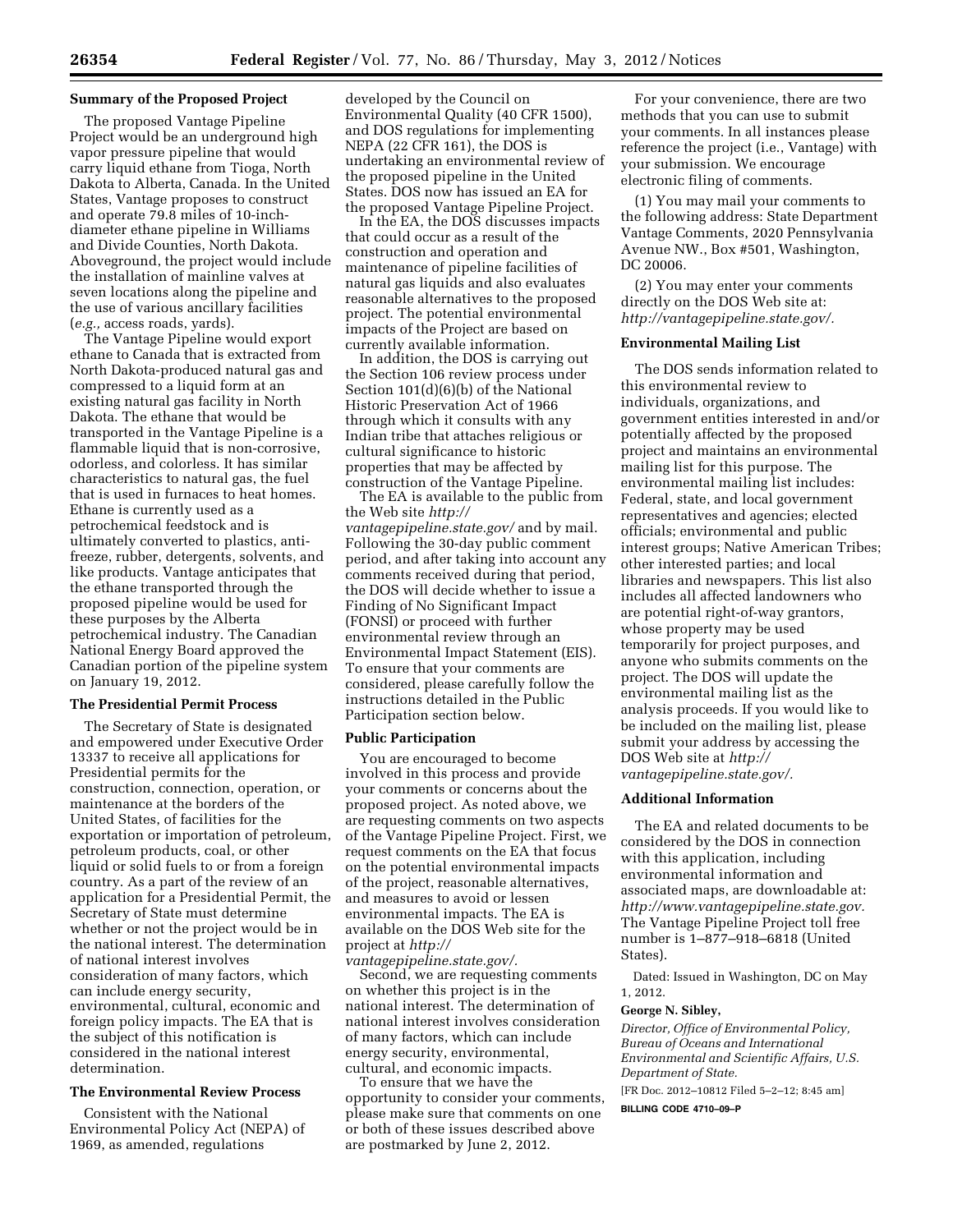### Summary of the Proposed Project

The proposed Vantage Pipeline Project would be an underground high vapor pressure pipeline that would carry liquid ethane from Tioga, North Dakota to Alberta, Canada. In the United States, Vantage proposes to construct and operate 79.8 miles of 10-inch-diameter ethane pipeline in Williams and Divide Counties, North Dakota. Aboveground, the project would include the installation of mainline valves at seven locations along the pipeline and the use of various ancillary facilities (*e.g.,* access roads, yards).

The Vantage Pipeline would export ethane to Canada that is extracted from North Dakota-produced natural gas and compressed to a liquid form at an existing natural gas facility in North Dakota. The ethane that would be transported in the Vantage Pipeline is a flammable liquid that is non-corrosive, odorless, and colorless. It has similar characteristics to natural gas, the fuel that is used in furnaces to heat homes. Ethane is currently used as a petrochemical feedstock and is ultimately converted to plastics, anti-freeze, rubber, detergents, solvents, and like products. Vantage anticipates that the ethane transported through the proposed pipeline would be used for these purposes by the Alberta petrochemical industry. The Canadian National Energy Board approved the Canadian portion of the pipeline system on January 19, 2012.

### The Presidential Permit Process

The Secretary of State is designated and empowered under Executive Order 13337 to receive all applications for Presidential permits for the construction, connection, operation, or maintenance at the borders of the United States, of facilities for the exportation or importation of petroleum, petroleum products, coal, or other liquid or solid fuels to or from a foreign country. As a part of the review of an application for a Presidential Permit, the Secretary of State must determine whether or not the project would be in the national interest. The determination of national interest involves consideration of many factors, which can include energy security, environmental, cultural, economic and foreign policy impacts. The EA that is the subject of this notification is considered in the national interest determination.

### The Environmental Review Process

Consistent with the National Environmental Policy Act (NEPA) of 1969, as amended, regulations developed by the Council on Environmental Quality (40 CFR 1500), and DOS regulations for implementing NEPA (22 CFR 161), the DOS is undertaking an environmental review of the proposed pipeline in the United States. DOS now has issued an EA for the proposed Vantage Pipeline Project.

In the EA, the DOS discusses impacts that could occur as a result of the construction and operation and maintenance of pipeline facilities of natural gas liquids and also evaluates reasonable alternatives to the proposed project. The potential environmental impacts of the Project are based on currently available information.

In addition, the DOS is carrying out the Section 106 review process under Section 101(d)(6)(b) of the National Historic Preservation Act of 1966 through which it consults with any Indian tribe that attaches religious or cultural significance to historic properties that may be affected by construction of the Vantage Pipeline.

The EA is available to the public from the Web site *http://vantagepipeline.state.gov/* and by mail. Following the 30-day public comment period, and after taking into account any comments received during that period, the DOS will decide whether to issue a Finding of No Significant Impact (FONSI) or proceed with further environmental review through an Environmental Impact Statement (EIS). To ensure that your comments are considered, please carefully follow the instructions detailed in the Public Participation section below.

### Public Participation

You are encouraged to become involved in this process and provide your comments or concerns about the proposed project. As noted above, we are requesting comments on two aspects of the Vantage Pipeline Project. First, we request comments on the EA that focus on the potential environmental impacts of the project, reasonable alternatives, and measures to avoid or lessen environmental impacts. The EA is available on the DOS Web site for the project at *http://vantagepipeline.state.gov/.*

Second, we are requesting comments on whether this project is in the national interest. The determination of national interest involves consideration of many factors, which can include energy security, environmental, cultural, and economic impacts.

To ensure that we have the opportunity to consider your comments, please make sure that comments on one or both of these issues described above are postmarked by June 2, 2012.

For your convenience, there are two methods that you can use to submit your comments. In all instances please reference the project (i.e., Vantage) with your submission. We encourage electronic filing of comments.

(1) You may mail your comments to the following address: State Department Vantage Comments, 2020 Pennsylvania Avenue NW., Box #501, Washington, DC 20006.

(2) You may enter your comments directly on the DOS Web site at: *http://vantagepipeline.state.gov/.*

### Environmental Mailing List

The DOS sends information related to this environmental review to individuals, organizations, and government entities interested in and/or potentially affected by the proposed project and maintains an environmental mailing list for this purpose. The environmental mailing list includes: Federal, state, and local government representatives and agencies; elected officials; environmental and public interest groups; Native American Tribes; other interested parties; and local libraries and newspapers. This list also includes all affected landowners who are potential right-of-way grantors, whose property may be used temporarily for project purposes, and anyone who submits comments on the project. The DOS will update the environmental mailing list as the analysis proceeds. If you would like to be included on the mailing list, please submit your address by accessing the DOS Web site at *http://vantagepipeline.state.gov/.*

### Additional Information

The EA and related documents to be considered by the DOS in connection with this application, including environmental information and associated maps, are downloadable at: *http://www.vantagepipeline.state.gov.* The Vantage Pipeline Project toll free number is 1–877–918–6818 (United States).

Dated: Issued in Washington, DC on May 1, 2012.

**George N. Sibley,**

*Director, Office of Environmental Policy, Bureau of Oceans and International Environmental and Scientific Affairs, U.S. Department of State.*

[FR Doc. 2012–10812 Filed 5–2–12; 8:45 am]

**BILLING CODE 4710–09–P**